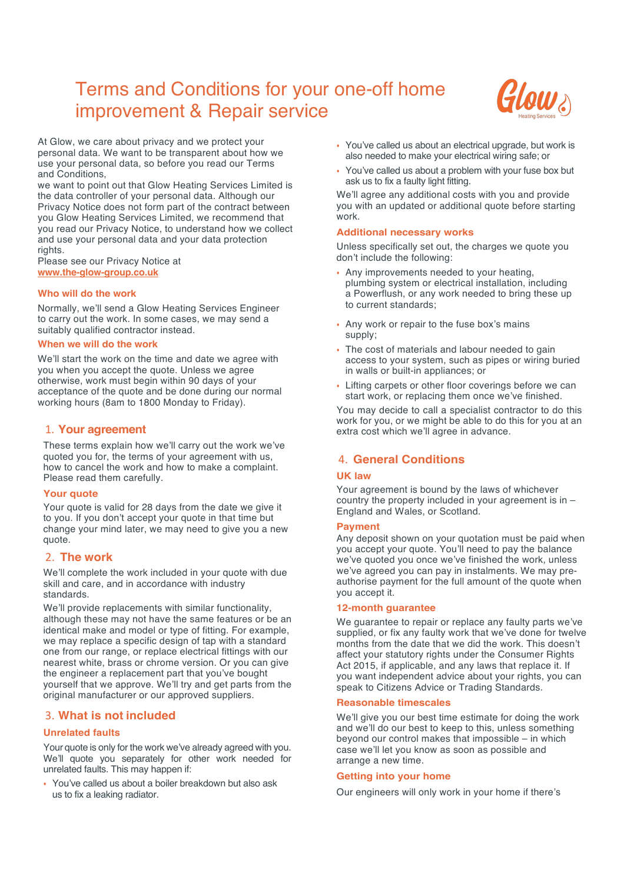# Terms and Conditions for your one-off home improvement & Repair service

At Glow, we care about privacy and we protect your personal data. We want to be transparent about how we use your personal data, so before you read our Terms and Conditions,
we want to point out that Glow Heating Services Limited is the data controller of your personal data. Although our Privacy Notice does not form part of the contract between you Glow Heating Services Limited, we recommend that you read our Privacy Notice, to understand how we collect and use your personal data and your data protection rights.
Please see our Privacy Notice at
**www.the-glow-group.co.uk**

### Who will do the work

Normally, we'll send a Glow Heating Services Engineer to carry out the work. In some cases, we may send a suitably qualified contractor instead.

### When we will do the work

We'll start the work on the time and date we agree with you when you accept the quote. Unless we agree otherwise, work must begin within 90 days of your acceptance of the quote and be done during our normal working hours (8am to 1800 Monday to Friday).

## 1. Your agreement

These terms explain how we'll carry out the work we've quoted you for, the terms of your agreement with us, how to cancel the work and how to make a complaint. Please read them carefully.

### Your quote

Your quote is valid for 28 days from the date we give it to you. If you don't accept your quote in that time but change your mind later, we may need to give you a new quote.

## 2. The work

We'll complete the work included in your quote with due skill and care, and in accordance with industry standards.

We'll provide replacements with similar functionality, although these may not have the same features or be an identical make and model or type of fitting. For example, we may replace a specific design of tap with a standard one from our range, or replace electrical fittings with our nearest white, brass or chrome version. Or you can give the engineer a replacement part that you've bought yourself that we approve. We'll try and get parts from the original manufacturer or our approved suppliers.

## 3. What is not included

### Unrelated faults

Your quote is only for the work we've already agreed with you. We'll quote you separately for other work needed for unrelated faults. This may happen if:

- You've called us about a boiler breakdown but also ask us to fix a leaking radiator.
- You've called us about an electrical upgrade, but work is also needed to make your electrical wiring safe; or
- You've called us about a problem with your fuse box but ask us to fix a faulty light fitting.

We'll agree any additional costs with you and provide you with an updated or additional quote before starting work.

### Additional necessary works

Unless specifically set out, the charges we quote you don't include the following:

- Any improvements needed to your heating, plumbing system or electrical installation, including a Powerflush, or any work needed to bring these up to current standards;
- Any work or repair to the fuse box's mains supply;
- The cost of materials and labour needed to gain access to your system, such as pipes or wiring buried in walls or built-in appliances; or
- Lifting carpets or other floor coverings before we can start work, or replacing them once we've finished.

You may decide to call a specialist contractor to do this work for you, or we might be able to do this for you at an extra cost which we'll agree in advance.

## 4. General Conditions

### UK law

Your agreement is bound by the laws of whichever country the property included in your agreement is in – England and Wales, or Scotland.

### Payment

Any deposit shown on your quotation must be paid when you accept your quote. You'll need to pay the balance we've quoted you once we've finished the work, unless we've agreed you can pay in instalments. We may pre-authorise payment for the full amount of the quote when you accept it.

### 12-month guarantee

We guarantee to repair or replace any faulty parts we've supplied, or fix any faulty work that we've done for twelve months from the date that we did the work. This doesn't affect your statutory rights under the Consumer Rights Act 2015, if applicable, and any laws that replace it. If you want independent advice about your rights, you can speak to Citizens Advice or Trading Standards.

### Reasonable timescales

We'll give you our best time estimate for doing the work and we'll do our best to keep to this, unless something beyond our control makes that impossible – in which case we'll let you know as soon as possible and arrange a new time.

### Getting into your home

Our engineers will only work in your home if there's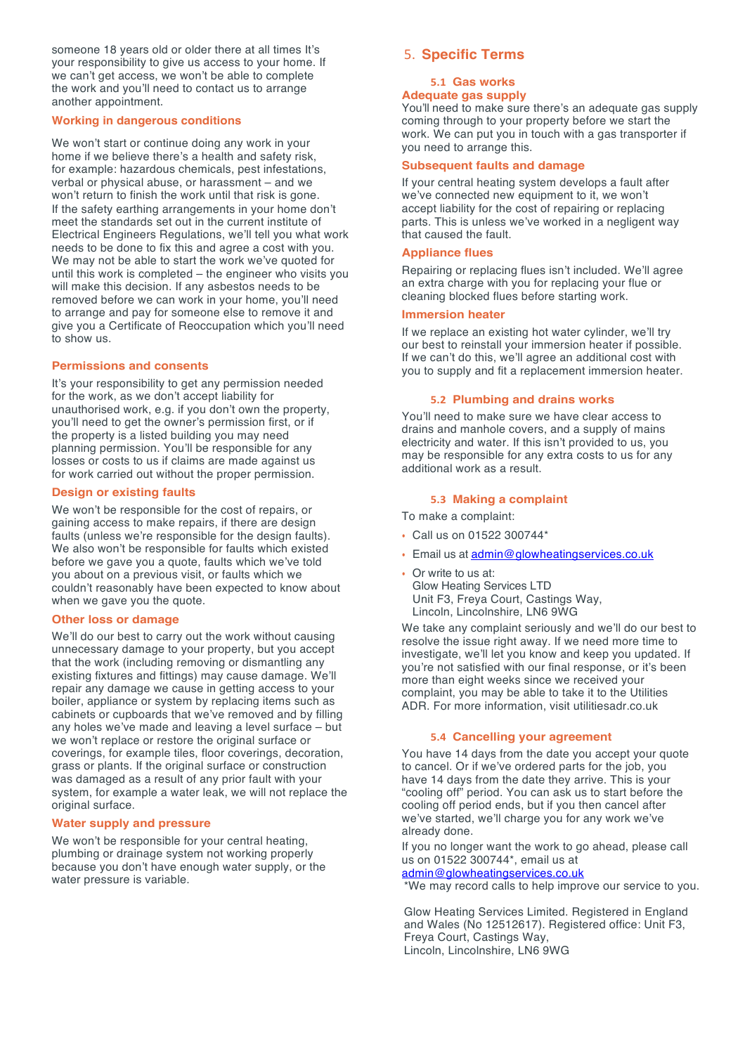someone 18 years old or older there at all times It's your responsibility to give us access to your home. If we can't get access, we won't be able to complete the work and you'll need to contact us to arrange another appointment.

### Working in dangerous conditions

We won't start or continue doing any work in your home if we believe there's a health and safety risk, for example: hazardous chemicals, pest infestations, verbal or physical abuse, or harassment – and we won't return to finish the work until that risk is gone. If the safety earthing arrangements in your home don't meet the standards set out in the current institute of Electrical Engineers Regulations, we'll tell you what work needs to be done to fix this and agree a cost with you. We may not be able to start the work we've quoted for until this work is completed – the engineer who visits you will make this decision. If any asbestos needs to be removed before we can work in your home, you'll need to arrange and pay for someone else to remove it and give you a Certificate of Reoccupation which you'll need to show us.

### Permissions and consents

It's your responsibility to get any permission needed for the work, as we don't accept liability for unauthorised work, e.g. if you don't own the property, you'll need to get the owner's permission first, or if the property is a listed building you may need planning permission. You'll be responsible for any losses or costs to us if claims are made against us for work carried out without the proper permission.

### Design or existing faults

We won't be responsible for the cost of repairs, or gaining access to make repairs, if there are design faults (unless we're responsible for the design faults). We also won't be responsible for faults which existed before we gave you a quote, faults which we've told you about on a previous visit, or faults which we couldn't reasonably have been expected to know about when we gave you the quote.

### Other loss or damage

We'll do our best to carry out the work without causing unnecessary damage to your property, but you accept that the work (including removing or dismantling any existing fixtures and fittings) may cause damage. We'll repair any damage we cause in getting access to your boiler, appliance or system by replacing items such as cabinets or cupboards that we've removed and by filling any holes we've made and leaving a level surface – but we won't replace or restore the original surface or coverings, for example tiles, floor coverings, decoration, grass or plants. If the original surface or construction was damaged as a result of any prior fault with your system, for example a water leak, we will not replace the original surface.

### Water supply and pressure

We won't be responsible for your central heating, plumbing or drainage system not working properly because you don't have enough water supply, or the water pressure is variable.

## 5. Specific Terms

### 5.1 Gas works

#### Adequate gas supply

You'll need to make sure there's an adequate gas supply coming through to your property before we start the work. We can put you in touch with a gas transporter if you need to arrange this.

#### Subsequent faults and damage

If your central heating system develops a fault after we've connected new equipment to it, we won't accept liability for the cost of repairing or replacing parts. This is unless we've worked in a negligent way that caused the fault.

#### Appliance flues

Repairing or replacing flues isn't included. We'll agree an extra charge with you for replacing your flue or cleaning blocked flues before starting work.

#### Immersion heater

If we replace an existing hot water cylinder, we'll try our best to reinstall your immersion heater if possible. If we can't do this, we'll agree an additional cost with you to supply and fit a replacement immersion heater.

### 5.2 Plumbing and drains works

You'll need to make sure we have clear access to drains and manhole covers, and a supply of mains electricity and water. If this isn't provided to us, you may be responsible for any extra costs to us for any additional work as a result.

### 5.3 Making a complaint

To make a complaint:

- Call us on 01522 300744*
- Email us at admin@glowheatingservices.co.uk
- Or write to us at:
  Glow Heating Services LTD
  Unit F3, Freya Court, Castings Way,
  Lincoln, Lincolnshire, LN6 9WG

We take any complaint seriously and we'll do our best to resolve the issue right away. If we need more time to investigate, we'll let you know and keep you updated. If you're not satisfied with our final response, or it's been more than eight weeks since we received your complaint, you may be able to take it to the Utilities ADR. For more information, visit utilitiesadr.co.uk

### 5.4 Cancelling your agreement

You have 14 days from the date you accept your quote to cancel. Or if we've ordered parts for the job, you have 14 days from the date they arrive. This is your "cooling off" period. You can ask us to start before the cooling off period ends, but if you then cancel after we've started, we'll charge you for any work we've already done.

If you no longer want the work to go ahead, please call us on 01522 300744*, email us at admin@glowheatingservices.co.uk

*We may record calls to help improve our service to you.

Glow Heating Services Limited. Registered in England and Wales (No 12512617). Registered office: Unit F3, Freya Court, Castings Way, Lincoln, Lincolnshire, LN6 9WG